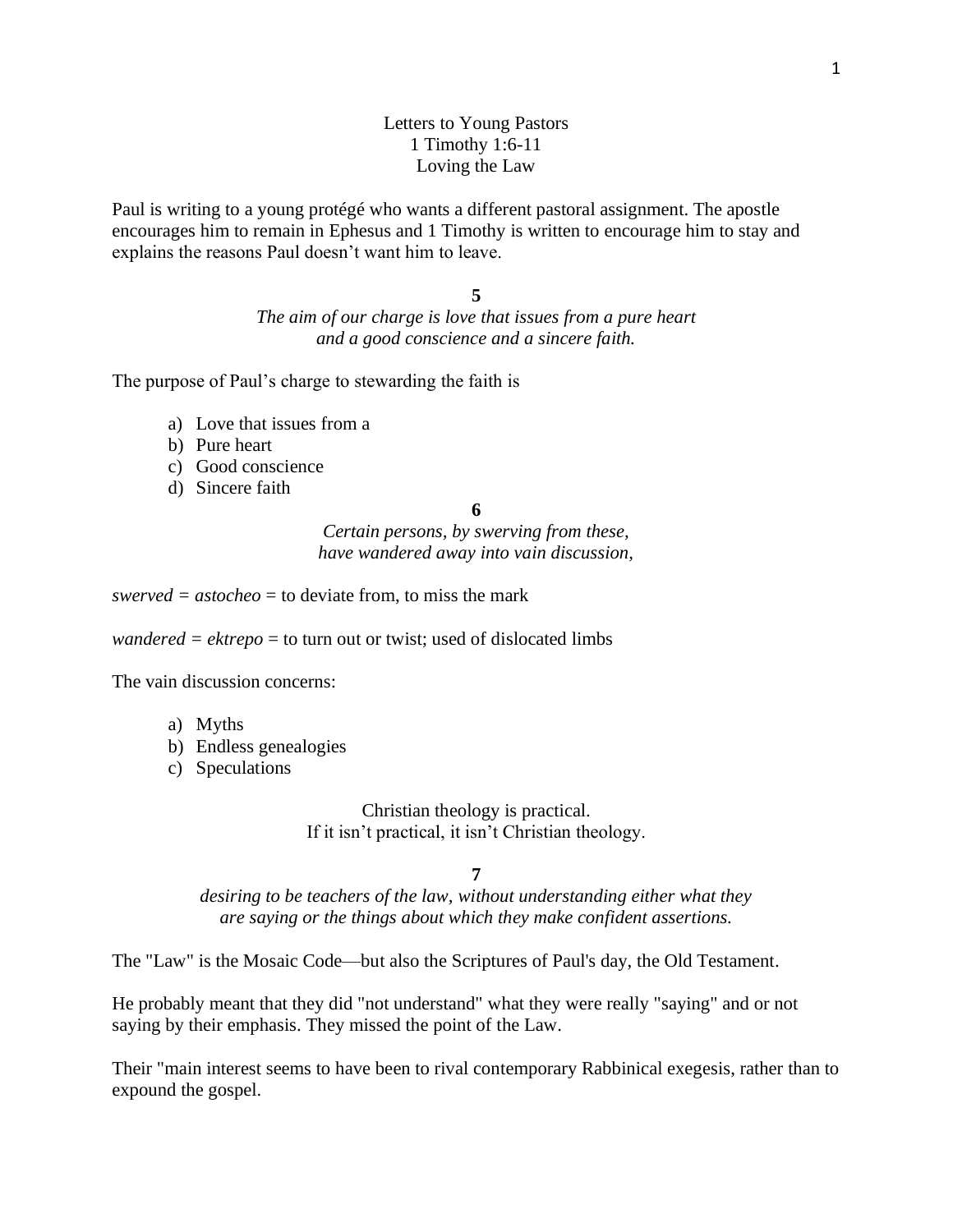# Letters to Young Pastors
## 1 Timothy 1:6-11
## Loving the Law

Paul is writing to a young protégé who wants a different pastoral assignment. The apostle encourages him to remain in Ephesus and 1 Timothy is written to encourage him to stay and explains the reasons Paul doesn't want him to leave.

**5**

*The aim of our charge is love that issues from a pure heart and a good conscience and a sincere faith.*

The purpose of Paul's charge to stewarding the faith is

a) Love that issues from a
b) Pure heart
c) Good conscience
d) Sincere faith

**6**

*Certain persons, by swerving from these, have wandered away into vain discussion,*

*swerved = astocheo* = to deviate from, to miss the mark

*wandered = ektrepo* = to turn out or twist; used of dislocated limbs

The vain discussion concerns:

a) Myths
b) Endless genealogies
c) Speculations

Christian theology is practical.
If it isn't practical, it isn't Christian theology.

**7**

*desiring to be teachers of the law, without understanding either what they are saying or the things about which they make confident assertions.*

The "Law" is the Mosaic Code—but also the Scriptures of Paul's day, the Old Testament.

He probably meant that they did "not understand" what they were really "saying" and or not saying by their emphasis. They missed the point of the Law.

Their "main interest seems to have been to rival contemporary Rabbinical exegesis, rather than to expound the gospel.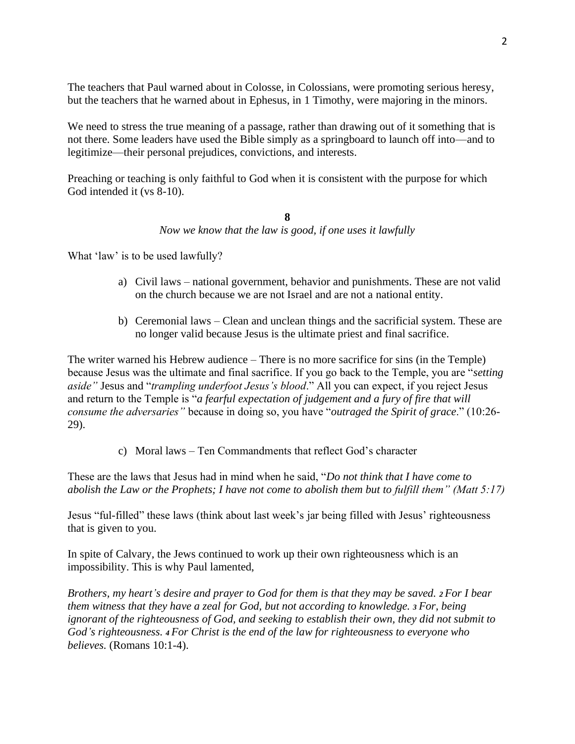The teachers that Paul warned about in Colosse, in Colossians, were promoting serious heresy, but the teachers that he warned about in Ephesus, in 1 Timothy, were majoring in the minors.

We need to stress the true meaning of a passage, rather than drawing out of it something that is not there. Some leaders have used the Bible simply as a springboard to launch off into—and to legitimize—their personal prejudices, convictions, and interests.

Preaching or teaching is only faithful to God when it is consistent with the purpose for which God intended it (vs 8-10).

**8**

*Now we know that the law is good, if one uses it lawfully*

What 'law' is to be used lawfully?

a) Civil laws – national government, behavior and punishments. These are not valid on the church because we are not Israel and are not a national entity.

b) Ceremonial laws – Clean and unclean things and the sacrificial system. These are no longer valid because Jesus is the ultimate priest and final sacrifice.

The writer warned his Hebrew audience – There is no more sacrifice for sins (in the Temple) because Jesus was the ultimate and final sacrifice. If you go back to the Temple, you are "*setting aside"* Jesus and "*trampling underfoot Jesus's blood*." All you can expect, if you reject Jesus and return to the Temple is "*a fearful expectation of judgement and a fury of fire that will consume the adversaries"* because in doing so, you have "*outraged the Spirit of grace*." (10:26-29).

c) Moral laws – Ten Commandments that reflect God's character

These are the laws that Jesus had in mind when he said, "*Do not think that I have come to abolish the Law or the Prophets; I have not come to abolish them but to fulfill them" (Matt 5:17)*

Jesus "ful-filled" these laws (think about last week's jar being filled with Jesus' righteousness that is given to you.

In spite of Calvary, the Jews continued to work up their own righteousness which is an impossibility. This is why Paul lamented,

*Brothers, my heart's desire and prayer to God for them is that they may be saved. **2** For I bear them witness that they have a zeal for God, but not according to knowledge. **3** For, being ignorant of the righteousness of God, and seeking to establish their own, they did not submit to God's righteousness. **4** For Christ is the end of the law for righteousness to everyone who believes.* (Romans 10:1-4).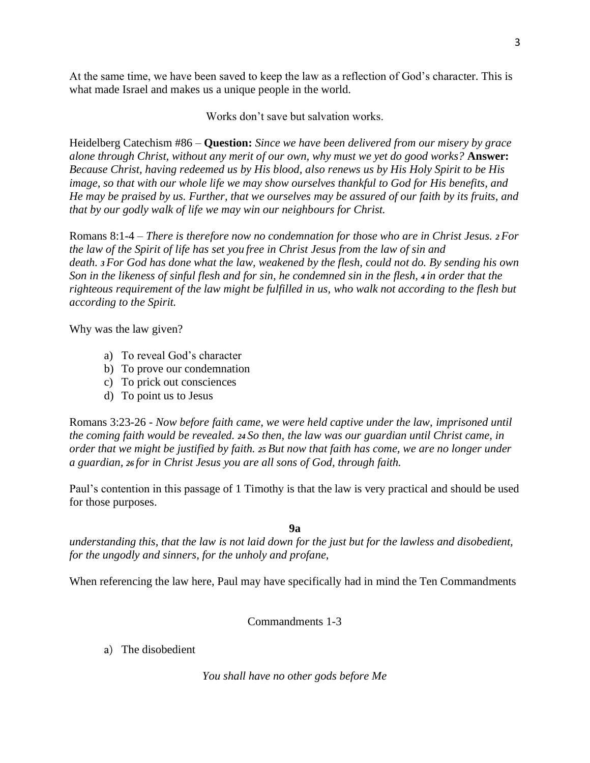At the same time, we have been saved to keep the law as a reflection of God's character. This is what made Israel and makes us a unique people in the world.

Works don't save but salvation works.

Heidelberg Catechism #86 – **Question:** *Since we have been delivered from our misery by grace alone through Christ, without any merit of our own, why must we yet do good works?* **Answer:** *Because Christ, having redeemed us by His blood, also renews us by His Holy Spirit to be His image, so that with our whole life we may show ourselves thankful to God for His benefits, and He may be praised by us. Further, that we ourselves may be assured of our faith by its fruits, and that by our godly walk of life we may win our neighbours for Christ.*

Romans 8:1-4 – *There is therefore now no condemnation for those who are in Christ Jesus. 2 For the law of the Spirit of life has set you free in Christ Jesus from the law of sin and death. 3 For God has done what the law, weakened by the flesh, could not do. By sending his own Son in the likeness of sinful flesh and for sin, he condemned sin in the flesh, 4 in order that the righteous requirement of the law might be fulfilled in us, who walk not according to the flesh but according to the Spirit.*

Why was the law given?

a) To reveal God's character
b) To prove our condemnation
c) To prick out consciences
d) To point us to Jesus

Romans 3:23-26 - *Now before faith came, we were held captive under the law, imprisoned until the coming faith would be revealed. 24 So then, the law was our guardian until Christ came, in order that we might be justified by faith. 25 But now that faith has come, we are no longer under a guardian, 26 for in Christ Jesus you are all sons of God, through faith.*

Paul's contention in this passage of 1 Timothy is that the law is very practical and should be used for those purposes.

**9a**

*understanding this, that the law is not laid down for the just but for the lawless and disobedient, for the ungodly and sinners, for the unholy and profane,*

When referencing the law here, Paul may have specifically had in mind the Ten Commandments

Commandments 1-3

a) The disobedient

*You shall have no other gods before Me*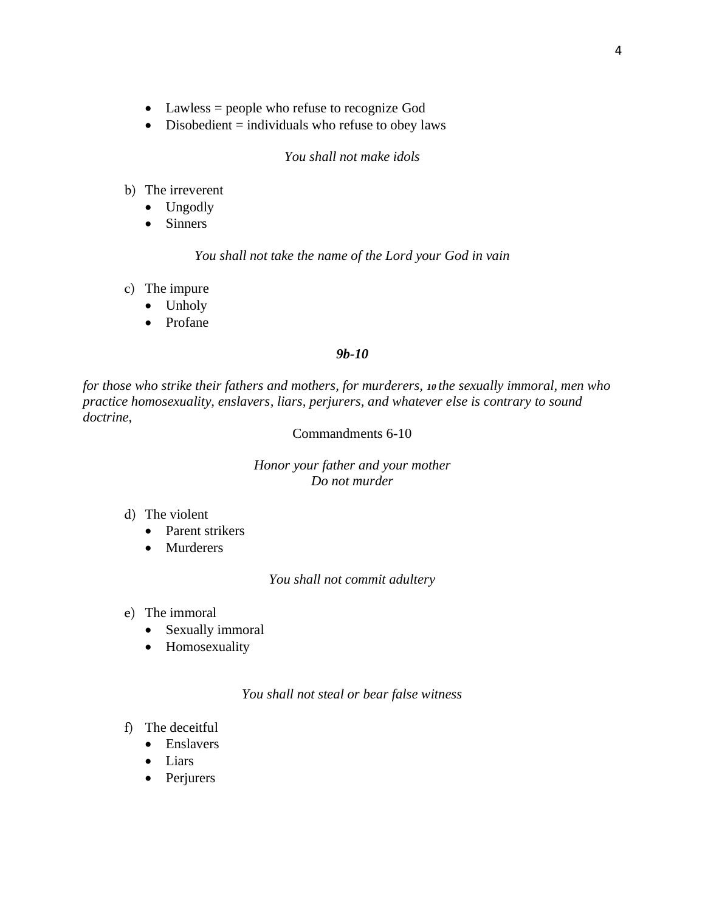- Lawless = people who refuse to recognize God
- Disobedient = individuals who refuse to obey laws

*You shall not make idols*

b) The irreverent
   - Ungodly
   - Sinners

*You shall not take the name of the Lord your God in vain*

c) The impure
   - Unholy
   - Profane

***9b-10***

*for those who strike their fathers and mothers, for murderers, **10** the sexually immoral, men who practice homosexuality, enslavers, liars, perjurers, and whatever else is contrary to sound doctrine,*

Commandments 6-10

*Honor your father and your mother*
*Do not murder*

d) The violent
   - Parent strikers
   - Murderers

*You shall not commit adultery*

e) The immoral
   - Sexually immoral
   - Homosexuality

*You shall not steal or bear false witness*

f) The deceitful
   - Enslavers
   - Liars
   - Perjurers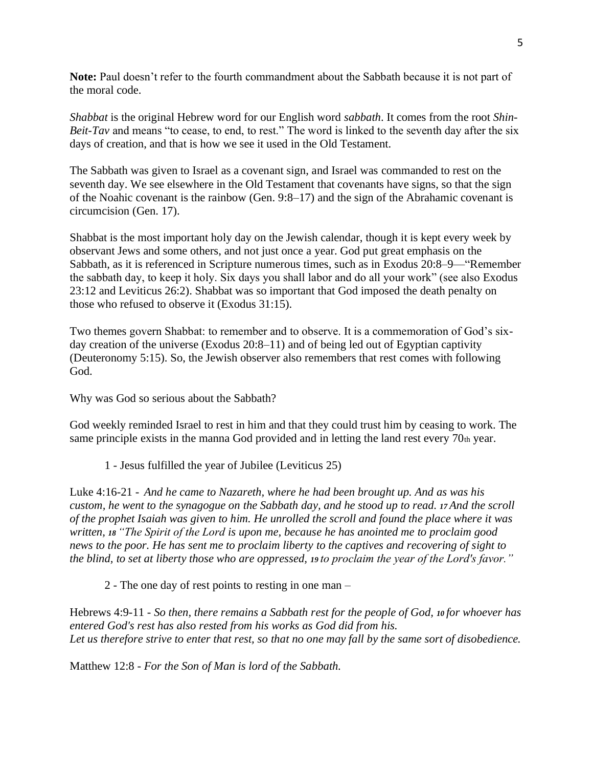**Note:** Paul doesn't refer to the fourth commandment about the Sabbath because it is not part of the moral code.

*Shabbat* is the original Hebrew word for our English word *sabbath*. It comes from the root *Shin-Beit-Tav* and means "to cease, to end, to rest." The word is linked to the seventh day after the six days of creation, and that is how we see it used in the Old Testament.

The Sabbath was given to Israel as a covenant sign, and Israel was commanded to rest on the seventh day. We see elsewhere in the Old Testament that covenants have signs, so that the sign of the Noahic covenant is the rainbow (Gen. 9:8–17) and the sign of the Abrahamic covenant is circumcision (Gen. 17).

Shabbat is the most important holy day on the Jewish calendar, though it is kept every week by observant Jews and some others, and not just once a year. God put great emphasis on the Sabbath, as it is referenced in Scripture numerous times, such as in Exodus 20:8–9—"Remember the sabbath day, to keep it holy. Six days you shall labor and do all your work" (see also Exodus 23:12 and Leviticus 26:2). Shabbat was so important that God imposed the death penalty on those who refused to observe it (Exodus 31:15).

Two themes govern Shabbat: to remember and to observe. It is a commemoration of God's six-day creation of the universe (Exodus 20:8–11) and of being led out of Egyptian captivity (Deuteronomy 5:15). So, the Jewish observer also remembers that rest comes with following God.

Why was God so serious about the Sabbath?

God weekly reminded Israel to rest in him and that they could trust him by ceasing to work. The same principle exists in the manna God provided and in letting the land rest every 70th year.

1 - Jesus fulfilled the year of Jubilee (Leviticus 25)

Luke 4:16-21 - *And he came to Nazareth, where he had been brought up. And as was his custom, he went to the synagogue on the Sabbath day, and he stood up to read. **17** And the scroll of the prophet Isaiah was given to him. He unrolled the scroll and found the place where it was written, **18** "The Spirit of the Lord is upon me, because he has anointed me to proclaim good news to the poor. He has sent me to proclaim liberty to the captives and recovering of sight to the blind, to set at liberty those who are oppressed, **19** to proclaim the year of the Lord's favor."*

2 - The one day of rest points to resting in one man –

Hebrews 4:9-11 - *So then, there remains a Sabbath rest for the people of God, **10** for whoever has entered God's rest has also rested from his works as God did from his.*
*Let us therefore strive to enter that rest, so that no one may fall by the same sort of disobedience.*

Matthew 12:8 - *For the Son of Man is lord of the Sabbath.*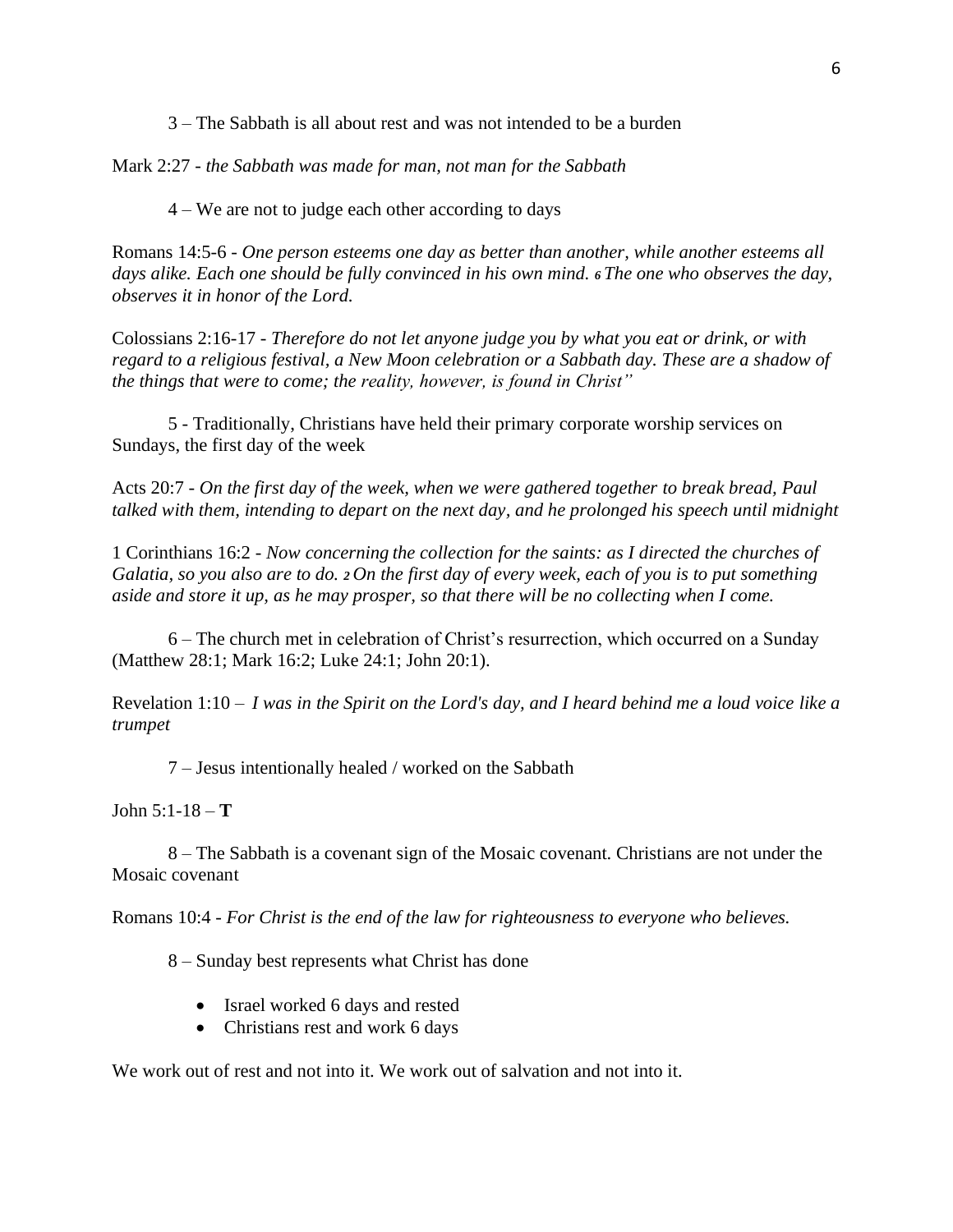3 – The Sabbath is all about rest and was not intended to be a burden

Mark 2:27 - *the Sabbath was made for man, not man for the Sabbath*

4 – We are not to judge each other according to days

Romans 14:5-6 - *One person esteems one day as better than another, while another esteems all days alike. Each one should be fully convinced in his own mind. 6 The one who observes the day, observes it in honor of the Lord.*

Colossians 2:16-17 - *Therefore do not let anyone judge you by what you eat or drink, or with regard to a religious festival, a New Moon celebration or a Sabbath day. These are a shadow of the things that were to come; the reality, however, is found in Christ"*

5 - Traditionally, Christians have held their primary corporate worship services on Sundays, the first day of the week

Acts 20:7 - *On the first day of the week, when we were gathered together to break bread, Paul talked with them, intending to depart on the next day, and he prolonged his speech until midnight*

1 Corinthians 16:2 - *Now concerning the collection for the saints: as I directed the churches of Galatia, so you also are to do. 2 On the first day of every week, each of you is to put something aside and store it up, as he may prosper, so that there will be no collecting when I come.*

6 – The church met in celebration of Christ's resurrection, which occurred on a Sunday (Matthew 28:1; Mark 16:2; Luke 24:1; John 20:1).

Revelation 1:10 – *I was in the Spirit on the Lord's day, and I heard behind me a loud voice like a trumpet*

7 – Jesus intentionally healed / worked on the Sabbath

John 5:1-18 – **T**

8 – The Sabbath is a covenant sign of the Mosaic covenant. Christians are not under the Mosaic covenant

Romans 10:4 - *For Christ is the end of the law for righteousness to everyone who believes.*

8 – Sunday best represents what Christ has done

- Israel worked 6 days and rested
- Christians rest and work 6 days

We work out of rest and not into it. We work out of salvation and not into it.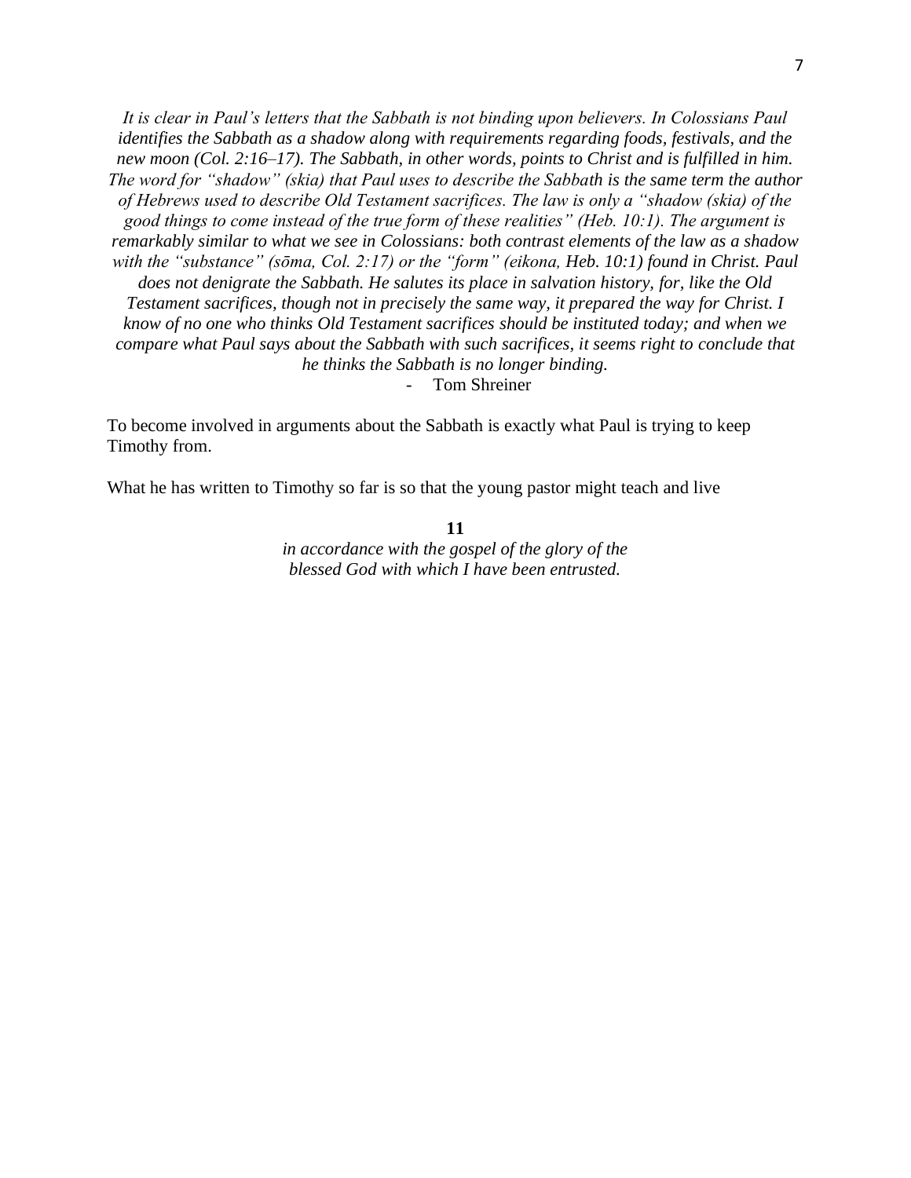*It is clear in Paul's letters that the Sabbath is not binding upon believers. In Colossians Paul identifies the Sabbath as a shadow along with requirements regarding foods, festivals, and the new moon (Col. 2:16–17). The Sabbath, in other words, points to Christ and is fulfilled in him. The word for "shadow" (skia) that Paul uses to describe the Sabbath is the same term the author of Hebrews used to describe Old Testament sacrifices. The law is only a "shadow (skia) of the good things to come instead of the true form of these realities" (Heb. 10:1). The argument is remarkably similar to what we see in Colossians: both contrast elements of the law as a shadow with the "substance" (sōma, Col. 2:17) or the "form" (eikona, Heb. 10:1) found in Christ. Paul does not denigrate the Sabbath. He salutes its place in salvation history, for, like the Old Testament sacrifices, though not in precisely the same way, it prepared the way for Christ. I know of no one who thinks Old Testament sacrifices should be instituted today; and when we compare what Paul says about the Sabbath with such sacrifices, it seems right to conclude that he thinks the Sabbath is no longer binding.*

- Tom Shreiner

To become involved in arguments about the Sabbath is exactly what Paul is trying to keep Timothy from.

What he has written to Timothy so far is so that the young pastor might teach and live

**11**
*in accordance with the gospel of the glory of the blessed God with which I have been entrusted.*